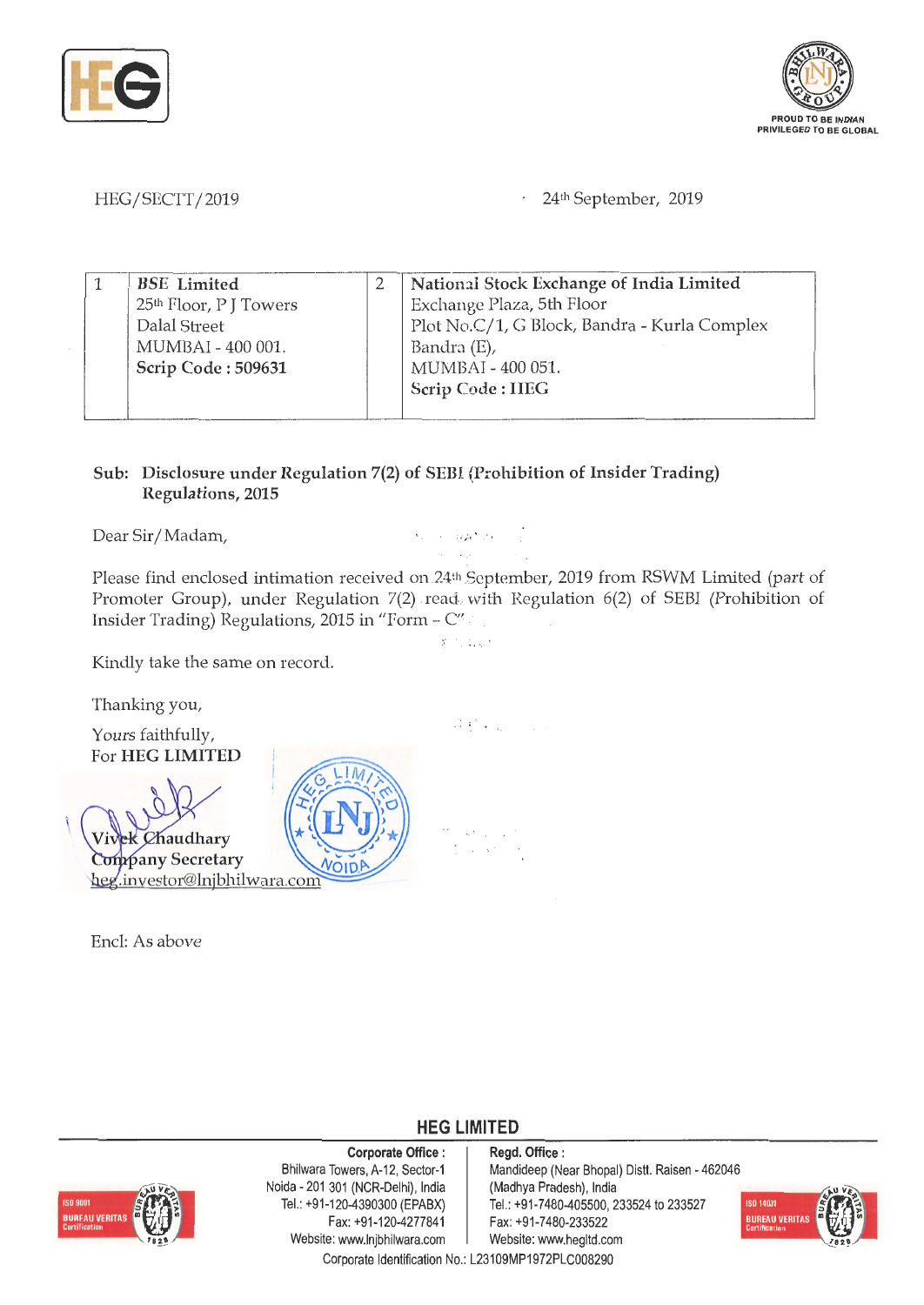HEG/SECTT/2019

24th September, 2019

| 1 | **BSE Limited**<br>25th Floor, P J Towers<br>Dalal Street<br>MUMBAI - 400 001.<br>**Scrip Code : 509631** | 2 | **National Stock Exchange of India Limited**<br>Exchange Plaza, 5th Floor<br>Plot No.C/1, G Block, Bandra - Kurla Complex<br>Bandra (E),<br>MUMBAI - 400 051.<br>**Scrip Code : HEG** |
|---|---|---|---|

**Sub: Disclosure under Regulation 7(2) of SEBI (Prohibition of Insider Trading) Regulations, 2015**

Dear Sir/Madam,

Please find enclosed intimation received on 24th September, 2019 from RSWM Limited (part of Promoter Group), under Regulation 7(2) read with Regulation 6(2) of SEBI (Prohibition of Insider Trading) Regulations, 2015 in "Form – C".

Kindly take the same on record.

Thanking you,

Yours faithfully,
For **HEG LIMITED**

**Vivek Chaudhary**
**Company Secretary**
heg.investor@lnjbhilwara.com

Encl: As above

**HEG LIMITED**

**Corporate Office :**
Bhilwara Towers, A-12, Sector-1
Noida - 201 301 (NCR-Delhi), India
Tel.: +91-120-4390300 (EPABX)
Fax: +91-120-4277841
Website: www.lnjbhilwara.com

**Regd. Office :**
Mandideep (Near Bhopal) Distt. Raisen - 462046
(Madhya Pradesh), India
Tel.: +91-7480-405500, 233524 to 233527
Fax: +91-7480-233522
Website: www.hegltd.com

Corporate Identification No.: L23109MP1972PLC008290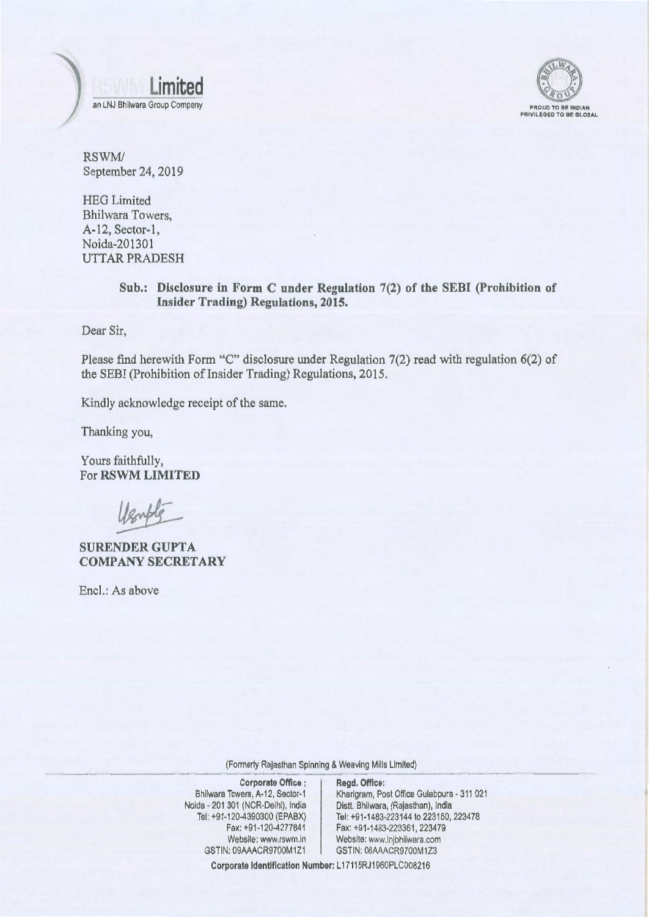RSWM Limited
an LNJ Bhilwara Group Company

PROUD TO BE INDIAN
PRIVILEGED TO BE GLOBAL

RSWM/
September 24, 2019

HEG Limited
Bhilwara Towers,
A-12, Sector-1,
Noida-201301
UTTAR PRADESH

**Sub.: Disclosure in Form C under Regulation 7(2) of the SEBI (Prohibition of Insider Trading) Regulations, 2015.**

Dear Sir,

Please find herewith Form "C" disclosure under Regulation 7(2) read with regulation 6(2) of the SEBI (Prohibition of Insider Trading) Regulations, 2015.

Kindly acknowledge receipt of the same.

Thanking you,

Yours faithfully,
For **RSWM LIMITED**

**SURENDER GUPTA**
**COMPANY SECRETARY**

Encl.: As above

(Formerly Rajasthan Spinning & Weaving Mills Limited)

**Corporate Office :**
Bhilwara Towers, A-12, Sector-1
Noida - 201 301 (NCR-Delhi), India
Tel: +91-120-4390300 (EPABX)
Fax: +91-120-4277841
Website: www.rswm.in
GSTIN: 09AAACR9700M1Z1

**Regd. Office:**
Kharigram, Post Office Gulabpura - 311 021
Distt. Bhilwara, (Rajasthan), India
Tel: +91-1483-223144 to 223150, 223478
Fax: +91-1483-223361, 223479
Website: www.lnjbhilwara.com
GSTIN: 08AAACR9700M1Z3

**Corporate Identification Number:** L17115RJ1960PLC008216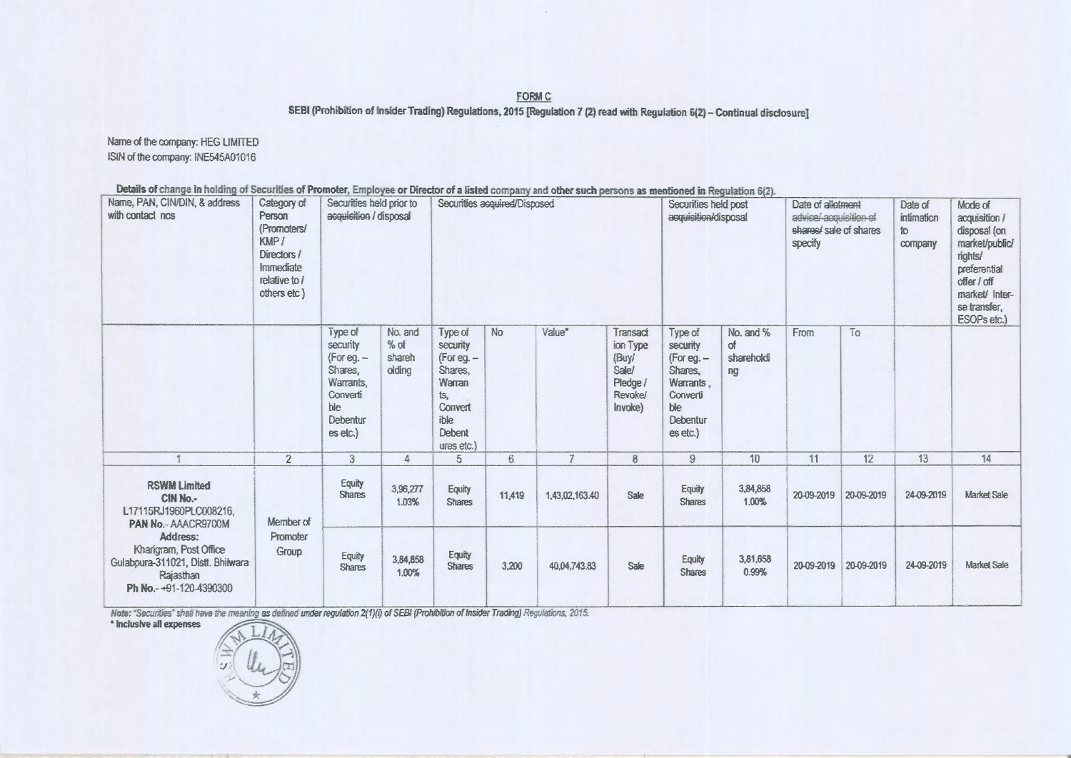FORM C

SEBI (Prohibition of Insider Trading) Regulations, 2015 [Regulation 7 (2) read with Regulation 6(2) – Continual disclosure]

Name of the company: HEG LIMITED

ISIN of the company: INE545A01016

**Details of change in holding of Securities of Promoter, Employee or Director of a listed company and other such persons as mentioned in Regulation 6(2).**

| Name, PAN, CIN/DIN, & address with contact nos | Category of Person (Promoters/ KMP / Directors / Immediate relative to / others etc ) | Securities held prior to ~~acquisition~~ / disposal | | Securities ~~acquired~~/Disposed | | | | Securities held post ~~acquisition~~/disposal | | Date of ~~allotment advice/ acquisition of shares/~~ sale of shares specify | | Date of intimation to company | Mode of acquisition / disposal (on market/public/ rights/ preferential offer / off market/ Inter-se transfer, ESOPs etc.) |
|---|---|---|---|---|---|---|---|---|---|---|---|---|---|
| | | Type of security (For eg. – Shares, Warrants, Convertible Debentures etc.) | No. and % of shareholding | Type of security (For eg. – Shares, Warrants, Convertible Debentures etc.) | No | Value* | Transaction Type (Buy/ Sale/ Pledge / Revoke/ Invoke) | Type of security (For eg. – Shares, Warrants , Convertible Debentures etc.) | No. and % of shareholding | From | To | | |
| 1 | 2 | 3 | 4 | 5 | 6 | 7 | 8 | 9 | 10 | 11 | 12 | 13 | 14 |
| **RSWM Limited** **CIN No.-** L17115RJ1960PLC008216, **PAN No.**- AACR9700M **Address:** Kharigram, Post Office Gulabpura-311021, Distt. Bhilwara Rajasthan **Ph No.**- +91-120-4390300 | Member of Promoter Group | Equity Shares | 3,96,277 1.03% | Equity Shares | 11,419 | 1,43,02,163.40 | Sale | Equity Shares | 3,84,858 1.00% | 20-09-2019 | 20-09-2019 | 24-09-2019 | Market Sale |
| | | Equity Shares | 3,84,858 1.00% | Equity Shares | 3,200 | 40,04,743.83 | Sale | Equity Shares | 3,81,658 0.99% | 20-09-2019 | 20-09-2019 | 24-09-2019 | Market Sale |

*Note: "Securities" shall have the meaning as defined under regulation 2(1)(i) of SEBI (Prohibition of Insider Trading) Regulations, 2015.*

**\* Inclusive all expenses**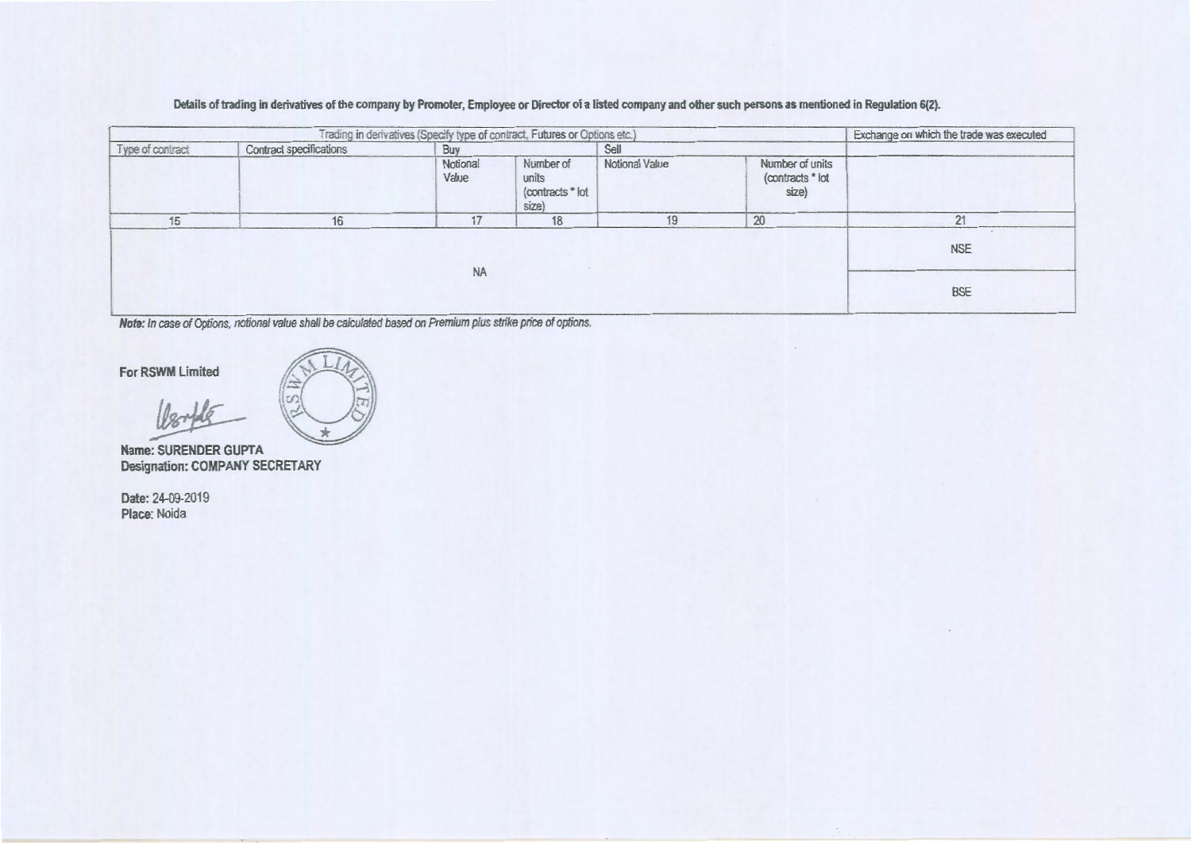**Details of trading in derivatives of the company by Promoter, Employee or Director of a listed company and other such persons as mentioned in Regulation 6(2).**

| Trading in derivatives (Specify type of contract, Futures or Options etc.) | | | | | | Exchange on which the trade was executed |
|---|---|---|---|---|---|---|
| Type of contract | Contract specifications | Buy | | Sell | | |
| | | Notional Value | Number of units (contracts * lot size) | Notional Value | Number of units (contracts * lot size) | |
| 15 | 16 | 17 | 18 | 19 | 20 | 21 |
| NA | | | | | | NSE |
| | | | | | | BSE |

***Note:** In case of Options, notional value shall be calculated based on Premium plus strike price of options.*

**For RSWM Limited**

**Name: SURENDER GUPTA**
**Designation: COMPANY SECRETARY**

Date: 24-09-2019
Place: Noida